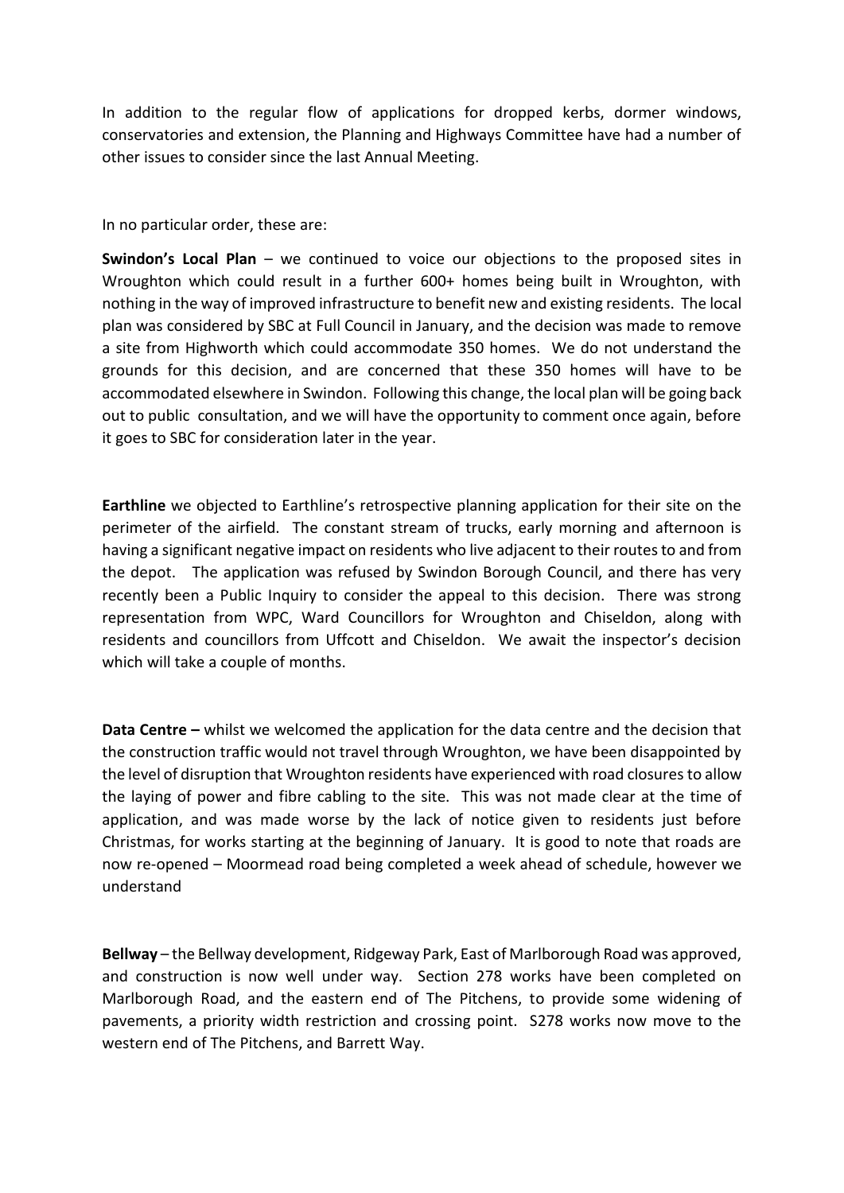In addition to the regular flow of applications for dropped kerbs, dormer windows, conservatories and extension, the Planning and Highways Committee have had a number of other issues to consider since the last Annual Meeting.

In no particular order, these are:

**Swindon's Local Plan** – we continued to voice our objections to the proposed sites in Wroughton which could result in a further 600+ homes being built in Wroughton, with nothing in the way of improved infrastructure to benefit new and existing residents. The local plan was considered by SBC at Full Council in January, and the decision was made to remove a site from Highworth which could accommodate 350 homes. We do not understand the grounds for this decision, and are concerned that these 350 homes will have to be accommodated elsewhere in Swindon. Following this change, the local plan will be going back out to public consultation, and we will have the opportunity to comment once again, before it goes to SBC for consideration later in the year.

**Earthline** we objected to Earthline's retrospective planning application for their site on the perimeter of the airfield. The constant stream of trucks, early morning and afternoon is having a significant negative impact on residents who live adjacent to their routes to and from the depot. The application was refused by Swindon Borough Council, and there has very recently been a Public Inquiry to consider the appeal to this decision. There was strong representation from WPC, Ward Councillors for Wroughton and Chiseldon, along with residents and councillors from Uffcott and Chiseldon. We await the inspector's decision which will take a couple of months.

**Data Centre –** whilst we welcomed the application for the data centre and the decision that the construction traffic would not travel through Wroughton, we have been disappointed by the level of disruption that Wroughton residents have experienced with road closures to allow the laying of power and fibre cabling to the site. This was not made clear at the time of application, and was made worse by the lack of notice given to residents just before Christmas, for works starting at the beginning of January. It is good to note that roads are now re-opened – Moormead road being completed a week ahead of schedule, however we understand

**Bellway** – the Bellway development, Ridgeway Park, East of Marlborough Road was approved, and construction is now well under way. Section 278 works have been completed on Marlborough Road, and the eastern end of The Pitchens, to provide some widening of pavements, a priority width restriction and crossing point. S278 works now move to the western end of The Pitchens, and Barrett Way.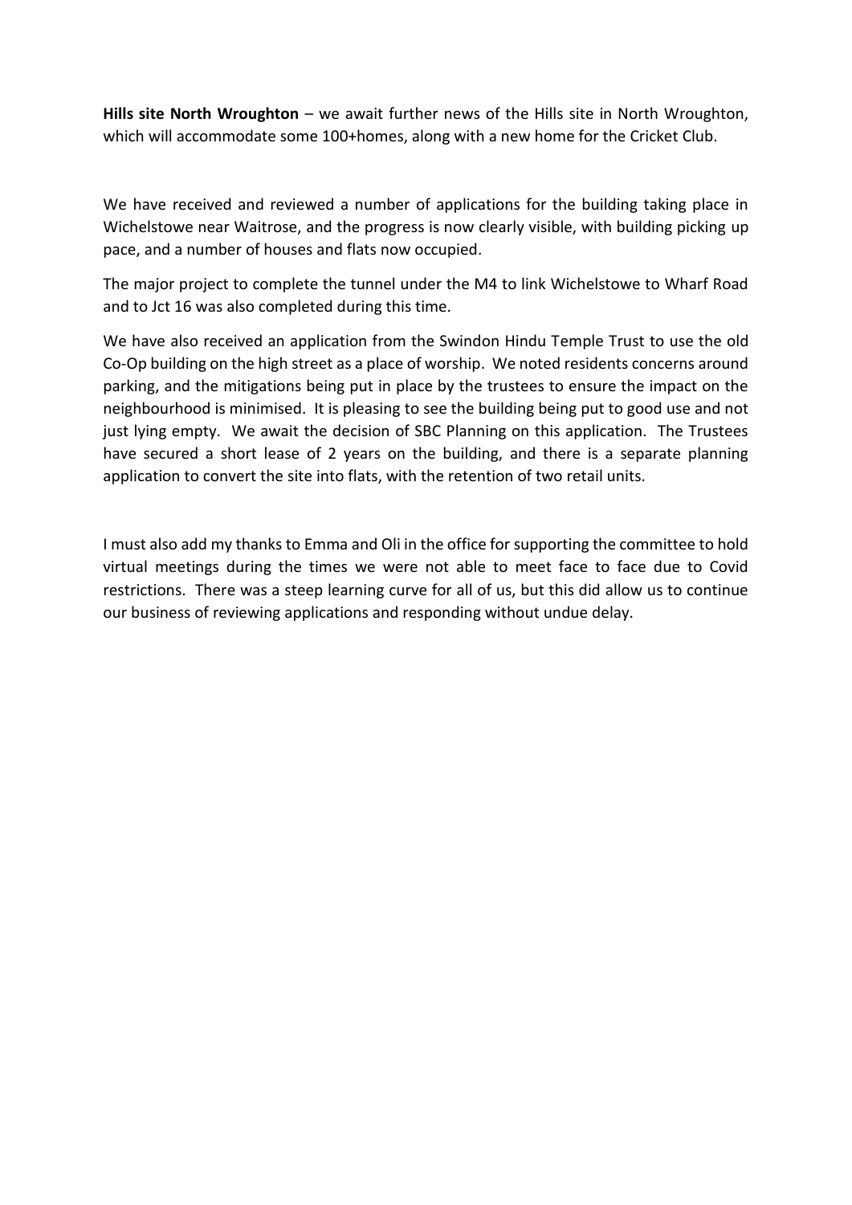**Hills site North Wroughton** – we await further news of the Hills site in North Wroughton, which will accommodate some 100+homes, along with a new home for the Cricket Club.

We have received and reviewed a number of applications for the building taking place in Wichelstowe near Waitrose, and the progress is now clearly visible, with building picking up pace, and a number of houses and flats now occupied.

The major project to complete the tunnel under the M4 to link Wichelstowe to Wharf Road and to Jct 16 was also completed during this time.

We have also received an application from the Swindon Hindu Temple Trust to use the old Co-Op building on the high street as a place of worship. We noted residents concerns around parking, and the mitigations being put in place by the trustees to ensure the impact on the neighbourhood is minimised. It is pleasing to see the building being put to good use and not just lying empty. We await the decision of SBC Planning on this application. The Trustees have secured a short lease of 2 years on the building, and there is a separate planning application to convert the site into flats, with the retention of two retail units.

I must also add my thanks to Emma and Oli in the office for supporting the committee to hold virtual meetings during the times we were not able to meet face to face due to Covid restrictions. There was a steep learning curve for all of us, but this did allow us to continue our business of reviewing applications and responding without undue delay.